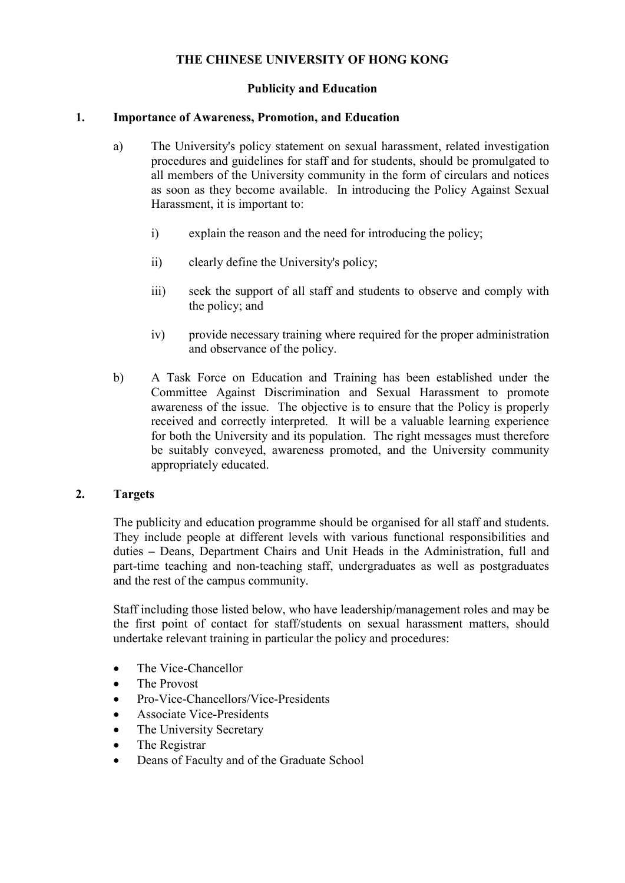**THE CHINESE UNIVERSITY OF HONG KONG**

**Publicity and Education**

## 1. Importance of Awareness, Promotion, and Education

a) The University's policy statement on sexual harassment, related investigation procedures and guidelines for staff and for students, should be promulgated to all members of the University community in the form of circulars and notices as soon as they become available. In introducing the Policy Against Sexual Harassment, it is important to:

   i) explain the reason and the need for introducing the policy;

   ii) clearly define the University's policy;

   iii) seek the support of all staff and students to observe and comply with the policy; and

   iv) provide necessary training where required for the proper administration and observance of the policy.

b) A Task Force on Education and Training has been established under the Committee Against Discrimination and Sexual Harassment to promote awareness of the issue. The objective is to ensure that the Policy is properly received and correctly interpreted. It will be a valuable learning experience for both the University and its population. The right messages must therefore be suitably conveyed, awareness promoted, and the University community appropriately educated.

## 2. Targets

The publicity and education programme should be organised for all staff and students. They include people at different levels with various functional responsibilities and duties – Deans, Department Chairs and Unit Heads in the Administration, full and part-time teaching and non-teaching staff, undergraduates as well as postgraduates and the rest of the campus community.

Staff including those listed below, who have leadership/management roles and may be the first point of contact for staff/students on sexual harassment matters, should undertake relevant training in particular the policy and procedures:

- The Vice-Chancellor
- The Provost
- Pro-Vice-Chancellors/Vice-Presidents
- Associate Vice-Presidents
- The University Secretary
- The Registrar
- Deans of Faculty and of the Graduate School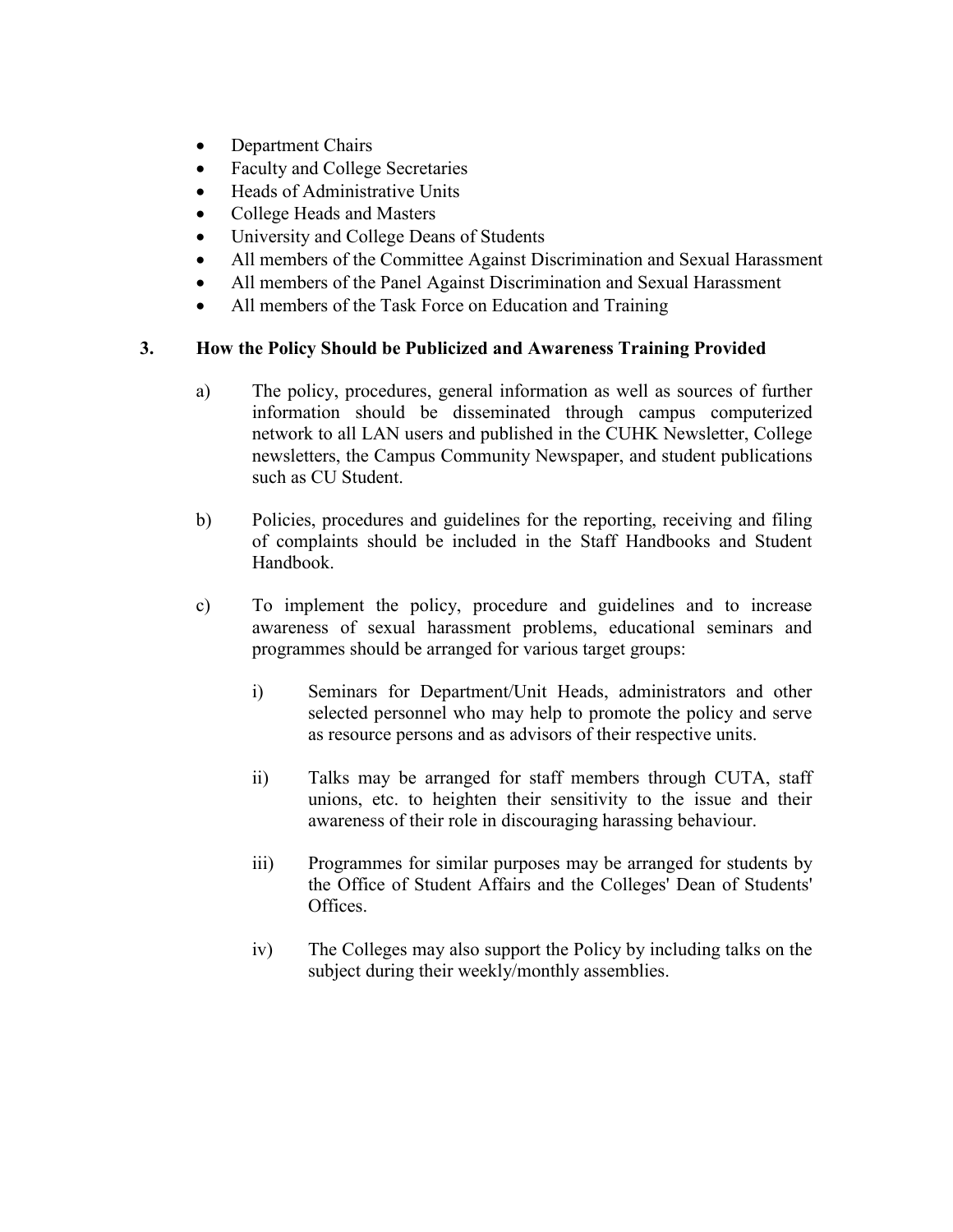- Department Chairs
- Faculty and College Secretaries
- Heads of Administrative Units
- College Heads and Masters
- University and College Deans of Students
- All members of the Committee Against Discrimination and Sexual Harassment
- All members of the Panel Against Discrimination and Sexual Harassment
- All members of the Task Force on Education and Training

## 3. How the Policy Should be Publicized and Awareness Training Provided

a) The policy, procedures, general information as well as sources of further information should be disseminated through campus computerized network to all LAN users and published in the CUHK Newsletter, College newsletters, the Campus Community Newspaper, and student publications such as CU Student.

b) Policies, procedures and guidelines for the reporting, receiving and filing of complaints should be included in the Staff Handbooks and Student Handbook.

c) To implement the policy, procedure and guidelines and to increase awareness of sexual harassment problems, educational seminars and programmes should be arranged for various target groups:

   i) Seminars for Department/Unit Heads, administrators and other selected personnel who may help to promote the policy and serve as resource persons and as advisors of their respective units.

   ii) Talks may be arranged for staff members through CUTA, staff unions, etc. to heighten their sensitivity to the issue and their awareness of their role in discouraging harassing behaviour.

   iii) Programmes for similar purposes may be arranged for students by the Office of Student Affairs and the Colleges' Dean of Students' Offices.

   iv) The Colleges may also support the Policy by including talks on the subject during their weekly/monthly assemblies.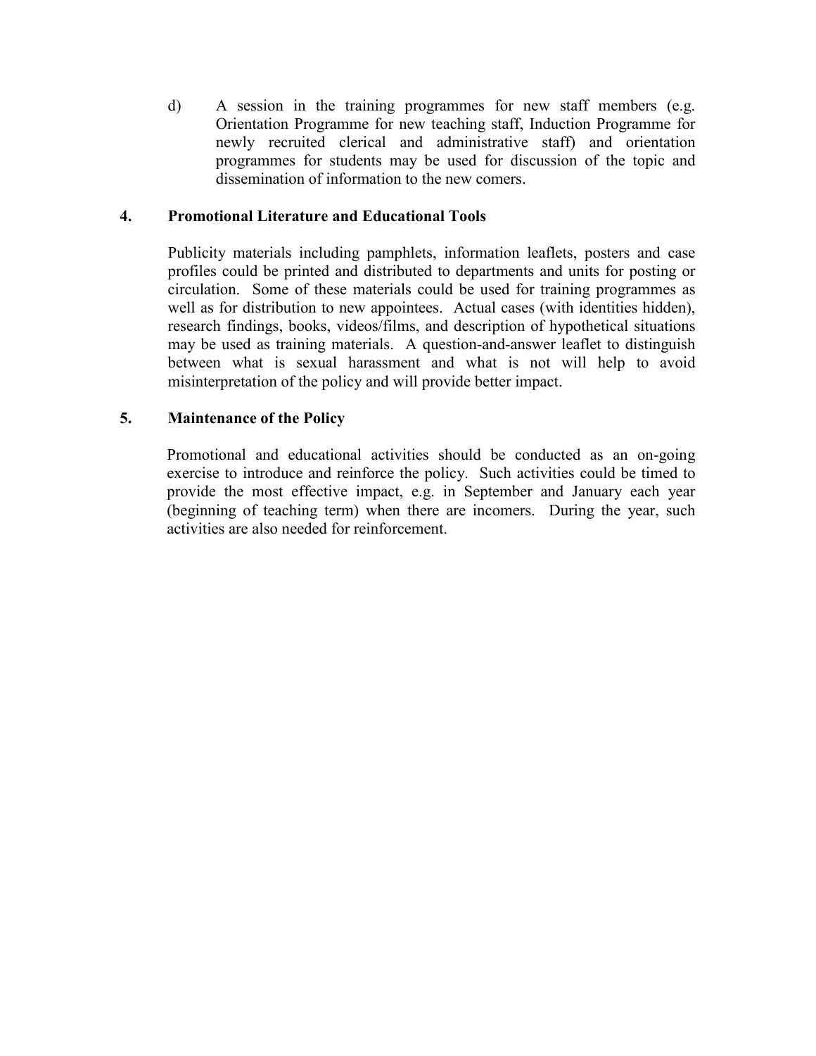d) A session in the training programmes for new staff members (e.g. Orientation Programme for new teaching staff, Induction Programme for newly recruited clerical and administrative staff) and orientation programmes for students may be used for discussion of the topic and dissemination of information to the new comers.

**4. Promotional Literature and Educational Tools**

Publicity materials including pamphlets, information leaflets, posters and case profiles could be printed and distributed to departments and units for posting or circulation. Some of these materials could be used for training programmes as well as for distribution to new appointees. Actual cases (with identities hidden), research findings, books, videos/films, and description of hypothetical situations may be used as training materials. A question-and-answer leaflet to distinguish between what is sexual harassment and what is not will help to avoid misinterpretation of the policy and will provide better impact.

**5. Maintenance of the Policy**

Promotional and educational activities should be conducted as an on-going exercise to introduce and reinforce the policy. Such activities could be timed to provide the most effective impact, e.g. in September and January each year (beginning of teaching term) when there are incomers. During the year, such activities are also needed for reinforcement.